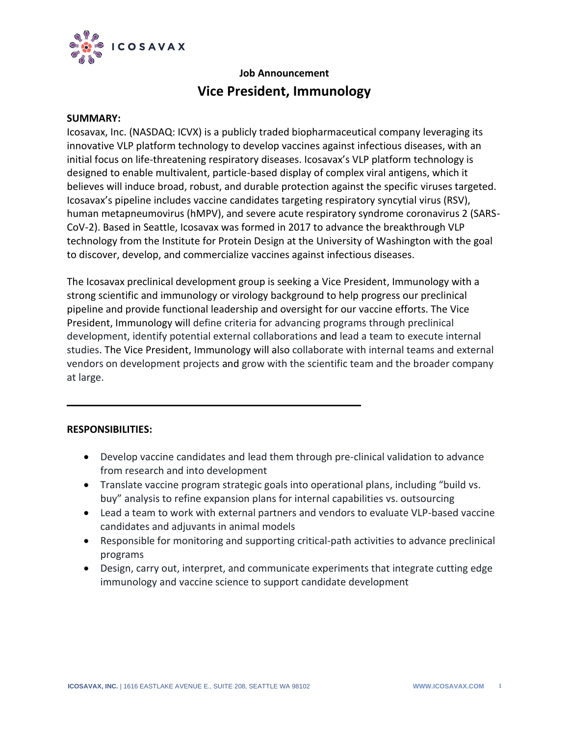ICOSAVAX

**Job Announcement**

# Vice President, Immunology

**SUMMARY:**

Icosavax, Inc. (NASDAQ: ICVX) is a publicly traded biopharmaceutical company leveraging its innovative VLP platform technology to develop vaccines against infectious diseases, with an initial focus on life-threatening respiratory diseases. Icosavax's VLP platform technology is designed to enable multivalent, particle-based display of complex viral antigens, which it believes will induce broad, robust, and durable protection against the specific viruses targeted. Icosavax's pipeline includes vaccine candidates targeting respiratory syncytial virus (RSV), human metapneumovirus (hMPV), and severe acute respiratory syndrome coronavirus 2 (SARS-CoV-2). Based in Seattle, Icosavax was formed in 2017 to advance the breakthrough VLP technology from the Institute for Protein Design at the University of Washington with the goal to discover, develop, and commercialize vaccines against infectious diseases.

The Icosavax preclinical development group is seeking a Vice President, Immunology with a strong scientific and immunology or virology background to help progress our preclinical pipeline and provide functional leadership and oversight for our vaccine efforts. The Vice President, Immunology will define criteria for advancing programs through preclinical development, identify potential external collaborations and lead a team to execute internal studies. The Vice President, Immunology will also collaborate with internal teams and external vendors on development projects and grow with the scientific team and the broader company at large.

---

**RESPONSIBILITIES:**

- Develop vaccine candidates and lead them through pre-clinical validation to advance from research and into development
- Translate vaccine program strategic goals into operational plans, including "build vs. buy" analysis to refine expansion plans for internal capabilities vs. outsourcing
- Lead a team to work with external partners and vendors to evaluate VLP-based vaccine candidates and adjuvants in animal models
- Responsible for monitoring and supporting critical-path activities to advance preclinical programs
- Design, carry out, interpret, and communicate experiments that integrate cutting edge immunology and vaccine science to support candidate development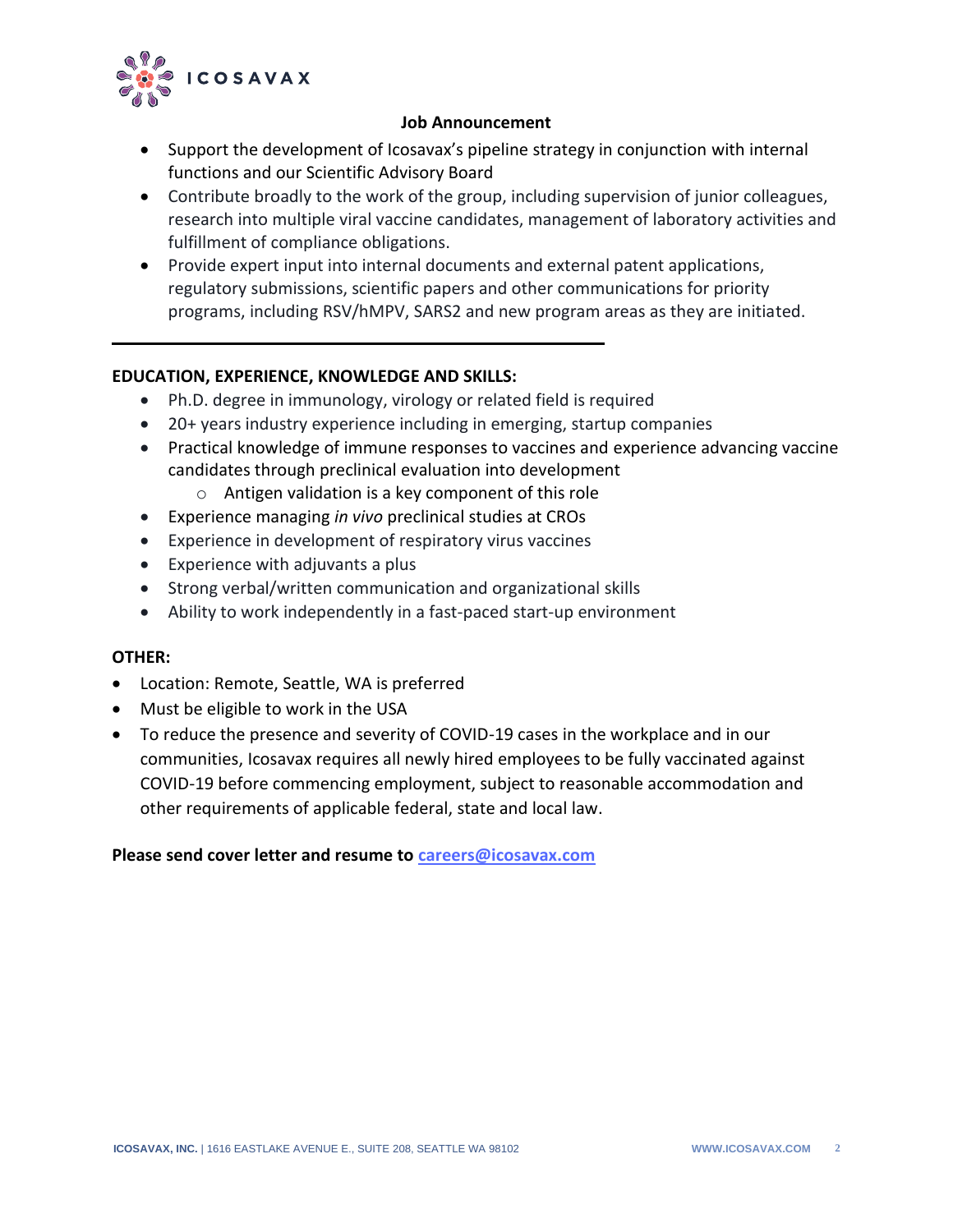**Job Announcement**

- Support the development of Icosavax's pipeline strategy in conjunction with internal functions and our Scientific Advisory Board
- Contribute broadly to the work of the group, including supervision of junior colleagues, research into multiple viral vaccine candidates, management of laboratory activities and fulfillment of compliance obligations.
- Provide expert input into internal documents and external patent applications, regulatory submissions, scientific papers and other communications for priority programs, including RSV/hMPV, SARS2 and new program areas as they are initiated.

---

**EDUCATION, EXPERIENCE, KNOWLEDGE AND SKILLS:**

- Ph.D. degree in immunology, virology or related field is required
- 20+ years industry experience including in emerging, startup companies
- Practical knowledge of immune responses to vaccines and experience advancing vaccine candidates through preclinical evaluation into development
  - Antigen validation is a key component of this role
- Experience managing *in vivo* preclinical studies at CROs
- Experience in development of respiratory virus vaccines
- Experience with adjuvants a plus
- Strong verbal/written communication and organizational skills
- Ability to work independently in a fast-paced start-up environment

**OTHER:**

- Location: Remote, Seattle, WA is preferred
- Must be eligible to work in the USA
- To reduce the presence and severity of COVID-19 cases in the workplace and in our communities, Icosavax requires all newly hired employees to be fully vaccinated against COVID-19 before commencing employment, subject to reasonable accommodation and other requirements of applicable federal, state and local law.

**Please send cover letter and resume to [careers@icosavax.com](mailto:careers@icosavax.com)**